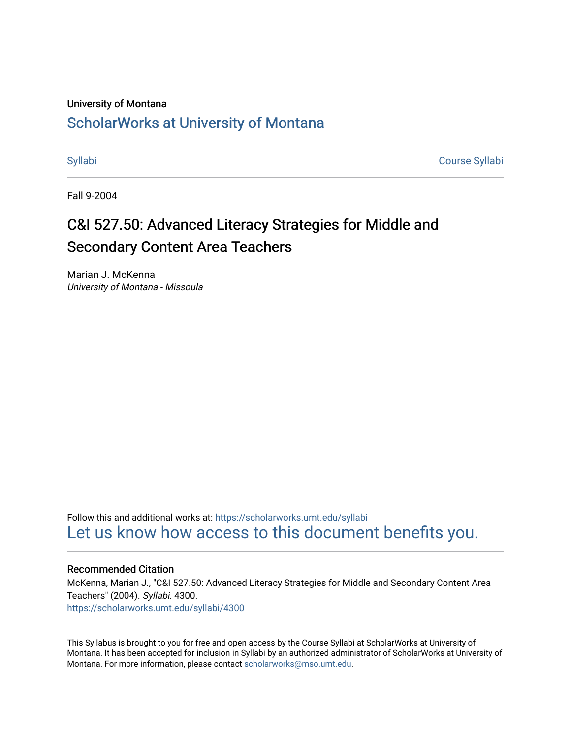University of Montana

# ScholarWorks at University of Montana

Syllabi | Course Syllabi

Fall 9-2004

## C&I 527.50: Advanced Literacy Strategies for Middle and Secondary Content Area Teachers

Marian J. McKenna
*University of Montana - Missoula*

Follow this and additional works at: https://scholarworks.umt.edu/syllabi

Let us know how access to this document benefits you.

### Recommended Citation

McKenna, Marian J., "C&I 527.50: Advanced Literacy Strategies for Middle and Secondary Content Area Teachers" (2004). *Syllabi*. 4300.
https://scholarworks.umt.edu/syllabi/4300

This Syllabus is brought to you for free and open access by the Course Syllabi at ScholarWorks at University of Montana. It has been accepted for inclusion in Syllabi by an authorized administrator of ScholarWorks at University of Montana. For more information, please contact scholarworks@mso.umt.edu.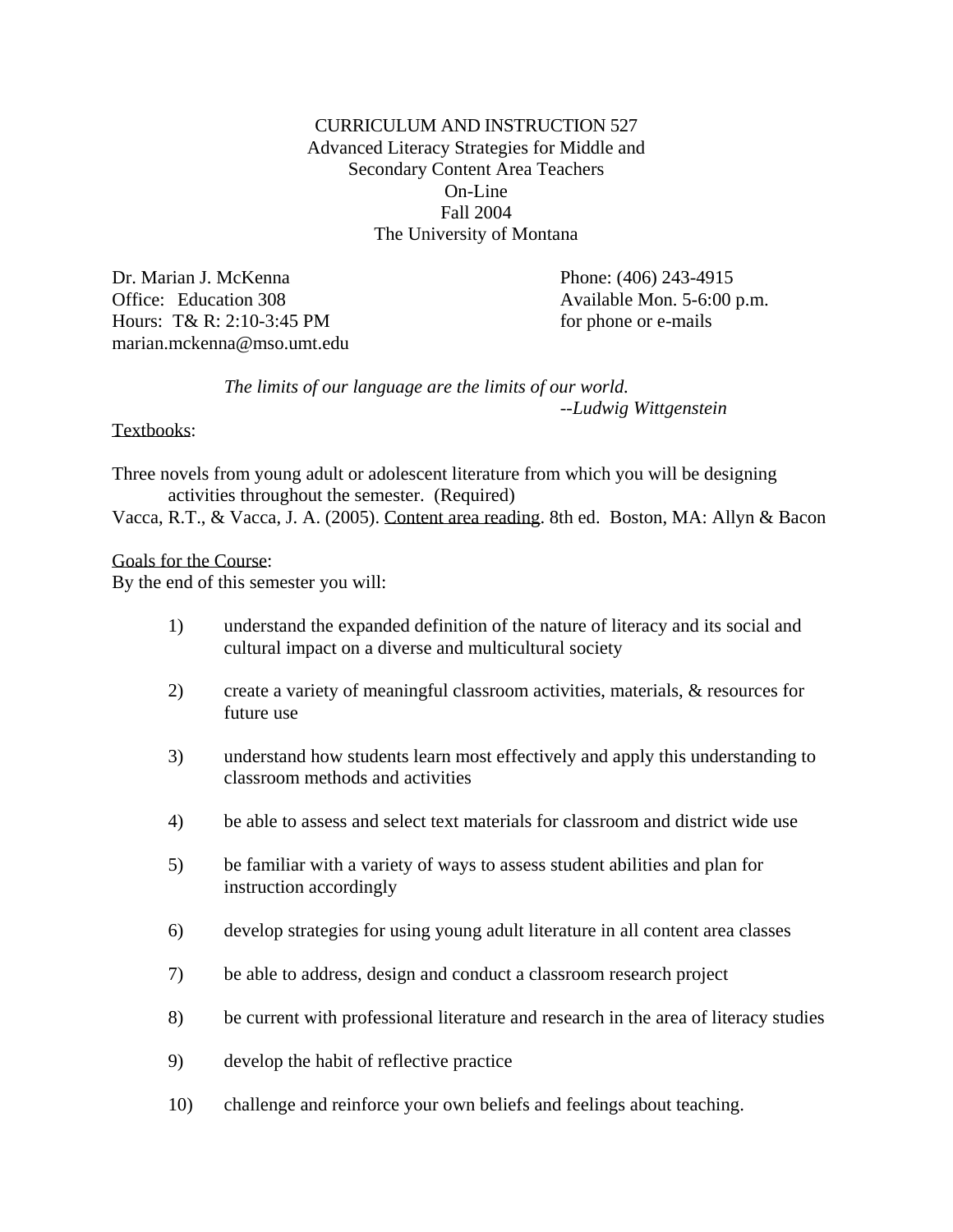CURRICULUM AND INSTRUCTION 527
Advanced Literacy Strategies for Middle and
Secondary Content Area Teachers
On-Line
Fall 2004
The University of Montana

Dr. Marian J. McKenna
Office: Education 308
Hours: T& R: 2:10-3:45 PM
marian.mckenna@mso.umt.edu

Phone: (406) 243-4915
Available Mon. 5-6:00 p.m.
for phone or e-mails

*The limits of our language are the limits of our world.*
*--Ludwig Wittgenstein*

<u>Textbooks</u>:

Three novels from young adult or adolescent literature from which you will be designing activities throughout the semester. (Required)
Vacca, R.T., & Vacca, J. A. (2005). <u>Content area reading</u>. 8th ed. Boston, MA: Allyn & Bacon

<u>Goals for the Course</u>:
By the end of this semester you will:

1) understand the expanded definition of the nature of literacy and its social and cultural impact on a diverse and multicultural society

2) create a variety of meaningful classroom activities, materials, & resources for future use

3) understand how students learn most effectively and apply this understanding to classroom methods and activities

4) be able to assess and select text materials for classroom and district wide use

5) be familiar with a variety of ways to assess student abilities and plan for instruction accordingly

6) develop strategies for using young adult literature in all content area classes

7) be able to address, design and conduct a classroom research project

8) be current with professional literature and research in the area of literacy studies

9) develop the habit of reflective practice

10) challenge and reinforce your own beliefs and feelings about teaching.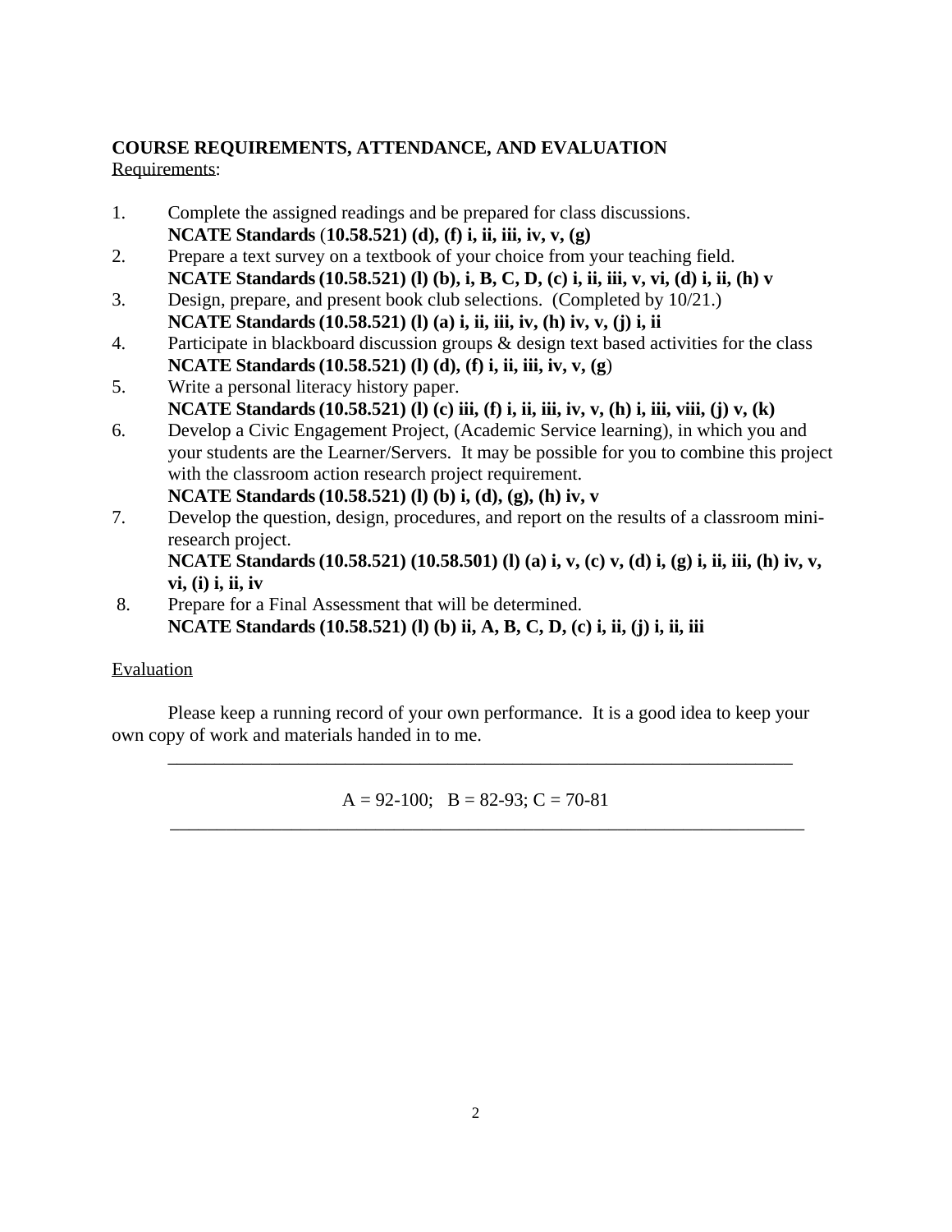**COURSE REQUIREMENTS, ATTENDANCE, AND EVALUATION**

Requirements:

1. Complete the assigned readings and be prepared for class discussions.
   **NCATE Standards (10.58.521) (d), (f) i, ii, iii, iv, v, (g)**
2. Prepare a text survey on a textbook of your choice from your teaching field.
   **NCATE Standards (10.58.521) (l) (b), i, B, C, D, (c) i, ii, iii, v, vi, (d) i, ii, (h) v**
3. Design, prepare, and present book club selections. (Completed by 10/21.)
   **NCATE Standards (10.58.521) (l) (a) i, ii, iii, iv, (h) iv, v, (j) i, ii**
4. Participate in blackboard discussion groups & design text based activities for the class
   **NCATE Standards (10.58.521) (l) (d), (f) i, ii, iii, iv, v, (g)**
5. Write a personal literacy history paper.
   **NCATE Standards (10.58.521) (l) (c) iii, (f) i, ii, iii, iv, v, (h) i, iii, viii, (j) v, (k)**
6. Develop a Civic Engagement Project, (Academic Service learning), in which you and your students are the Learner/Servers. It may be possible for you to combine this project with the classroom action research project requirement.
   **NCATE Standards (10.58.521) (l) (b) i, (d), (g), (h) iv, v**
7. Develop the question, design, procedures, and report on the results of a classroom mini-research project.
   **NCATE Standards (10.58.521) (10.58.501) (l) (a) i, v, (c) v, (d) i, (g) i, ii, iii, (h) iv, v, vi, (i) i, ii, iv**
8. Prepare for a Final Assessment that will be determined.
   **NCATE Standards (10.58.521) (l) (b) ii, A, B, C, D, (c) i, ii, (j) i, ii, iii**

Evaluation

Please keep a running record of your own performance. It is a good idea to keep your own copy of work and materials handed in to me.

---

A = 92-100; B = 82-93; C = 70-81

---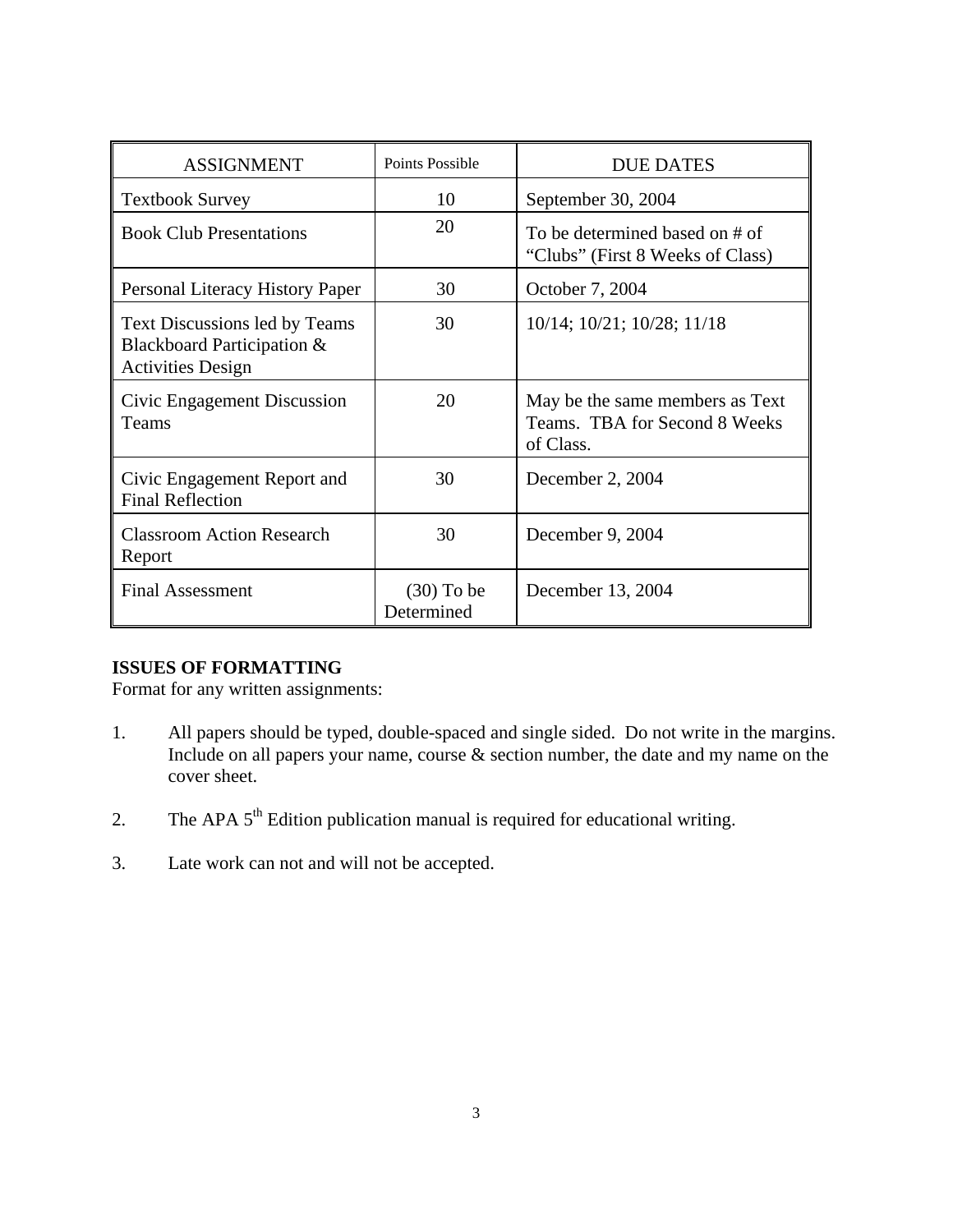| ASSIGNMENT | Points Possible | DUE DATES |
|---|---|---|
| Textbook Survey | 10 | September 30, 2004 |
| Book Club Presentations | 20 | To be determined based on # of “Clubs” (First 8 Weeks of Class) |
| Personal Literacy History Paper | 30 | October 7, 2004 |
| Text Discussions led by Teams Blackboard Participation & Activities Design | 30 | 10/14; 10/21; 10/28; 11/18 |
| Civic Engagement Discussion Teams | 20 | May be the same members as Text Teams. TBA for Second 8 Weeks of Class. |
| Civic Engagement Report and Final Reflection | 30 | December 2, 2004 |
| Classroom Action Research Report | 30 | December 9, 2004 |
| Final Assessment | (30) To be Determined | December 13, 2004 |

**ISSUES OF FORMATTING**

Format for any written assignments:

1. All papers should be typed, double-spaced and single sided. Do not write in the margins. Include on all papers your name, course & section number, the date and my name on the cover sheet.

2. The APA 5th Edition publication manual is required for educational writing.

3. Late work can not and will not be accepted.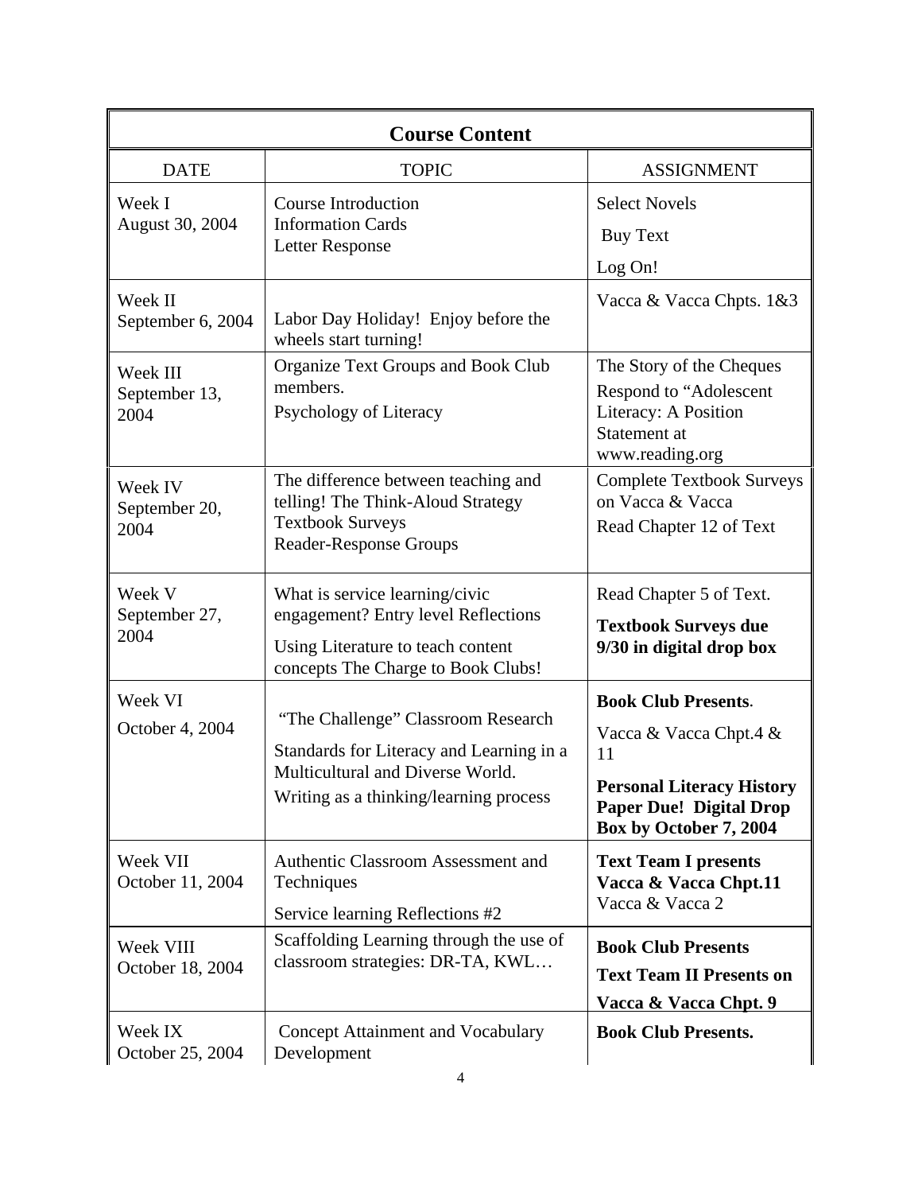| Course Content | | |
|---|---|---|
| DATE | TOPIC | ASSIGNMENT |
| Week I<br>August 30, 2004 | Course Introduction<br>Information Cards<br>Letter Response | Select Novels<br>Buy Text<br>Log On! |
| Week II<br>September 6, 2004 | Labor Day Holiday! Enjoy before the wheels start turning! | Vacca & Vacca Chpts. 1&3 |
| Week III<br>September 13, 2004 | Organize Text Groups and Book Club members.<br>Psychology of Literacy | The Story of the Cheques<br>Respond to "Adolescent Literacy: A Position Statement at www.reading.org |
| Week IV<br>September 20, 2004 | The difference between teaching and telling! The Think-Aloud Strategy<br>Textbook Surveys<br>Reader-Response Groups | Complete Textbook Surveys on Vacca & Vacca<br>Read Chapter 12 of Text |
| Week V<br>September 27, 2004 | What is service learning/civic engagement? Entry level Reflections<br>Using Literature to teach content concepts The Charge to Book Clubs! | Read Chapter 5 of Text.<br>**Textbook Surveys due 9/30 in digital drop box** |
| Week VI<br>October 4, 2004 | "The Challenge" Classroom Research<br>Standards for Literacy and Learning in a Multicultural and Diverse World.<br>Writing as a thinking/learning process | **Book Club Presents**.<br>Vacca & Vacca Chpt.4 & 11<br>**Personal Literacy History Paper Due! Digital Drop Box by October 7, 2004** |
| Week VII<br>October 11, 2004 | Authentic Classroom Assessment and Techniques<br>Service learning Reflections #2 | **Text Team I presents Vacca & Vacca Chpt.11**<br>Vacca & Vacca 2 |
| Week VIII<br>October 18, 2004 | Scaffolding Learning through the use of classroom strategies: DR-TA, KWL… | **Book Club Presents**<br>**Text Team II Presents on Vacca & Vacca Chpt. 9** |
| Week IX<br>October 25, 2004 | Concept Attainment and Vocabulary Development | **Book Club Presents.** |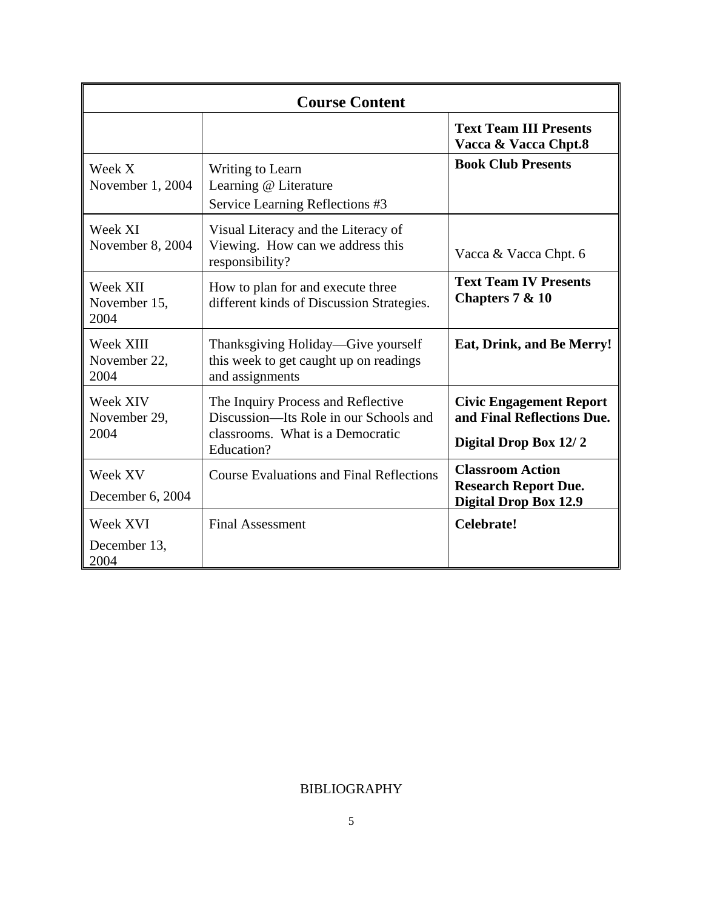| Course Content | | |
|---|---|---|
| | | **Text Team III Presents Vacca & Vacca Chpt.8** |
| Week X<br>November 1, 2004 | Writing to Learn<br>Learning @ Literature<br>Service Learning Reflections #3 | **Book Club Presents** |
| Week XI<br>November 8, 2004 | Visual Literacy and the Literacy of Viewing. How can we address this responsibility? | Vacca & Vacca Chpt. 6 |
| Week XII<br>November 15, 2004 | How to plan for and execute three different kinds of Discussion Strategies. | **Text Team IV Presents Chapters 7 & 10** |
| Week XIII<br>November 22, 2004 | Thanksgiving Holiday—Give yourself this week to get caught up on readings and assignments | **Eat, Drink, and Be Merry!** |
| Week XIV<br>November 29, 2004 | The Inquiry Process and Reflective Discussion—Its Role in our Schools and classrooms. What is a Democratic Education? | **Civic Engagement Report and Final Reflections Due.**<br>**Digital Drop Box 12/ 2** |
| Week XV<br>December 6, 2004 | Course Evaluations and Final Reflections | **Classroom Action Research Report Due. Digital Drop Box 12.9** |
| Week XVI<br>December 13, 2004 | Final Assessment | **Celebrate!** |

BIBLIOGRAPHY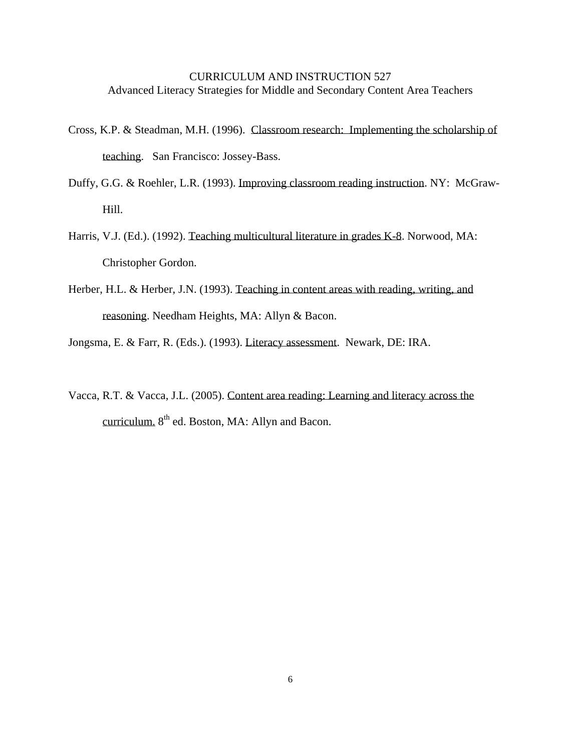CURRICULUM AND INSTRUCTION 527
Advanced Literacy Strategies for Middle and Secondary Content Area Teachers

Cross, K.P. & Steadman, M.H. (1996). Classroom research: Implementing the scholarship of teaching. San Francisco: Jossey-Bass.

Duffy, G.G. & Roehler, L.R. (1993). Improving classroom reading instruction. NY: McGraw-Hill.

Harris, V.J. (Ed.). (1992). Teaching multicultural literature in grades K-8. Norwood, MA: Christopher Gordon.

Herber, H.L. & Herber, J.N. (1993). Teaching in content areas with reading, writing, and reasoning. Needham Heights, MA: Allyn & Bacon.

Jongsma, E. & Farr, R. (Eds.). (1993). Literacy assessment. Newark, DE: IRA.

Vacca, R.T. & Vacca, J.L. (2005). Content area reading: Learning and literacy across the curriculum. 8th ed. Boston, MA: Allyn and Bacon.